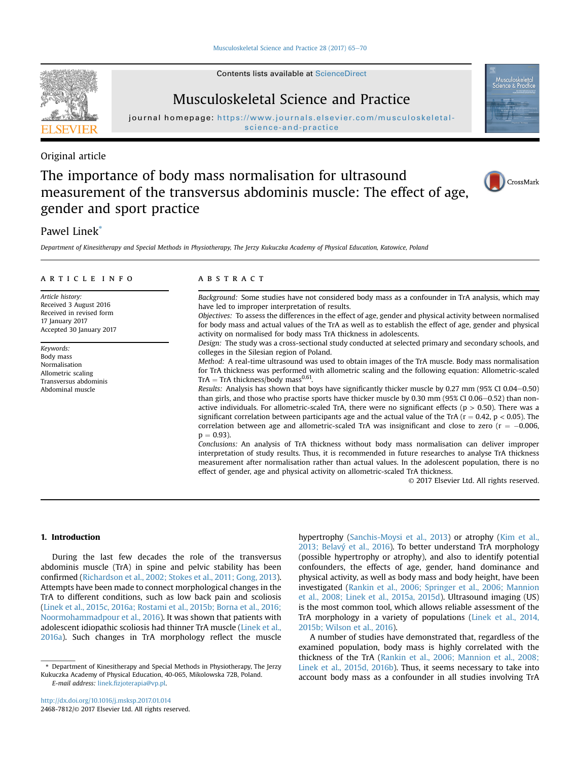Original article

# The importance of body mass normalisation for ultrasound measurement of the transversus abdominis muscle: The effect of age, gender and sport practice

Pawel Linek*

*Department of Kinesitherapy and Special Methods in Physiotherapy, The Jerzy Kukuczka Academy of Physical Education, Katowice, Poland*

## ARTICLE INFO

*Article history:*
Received 3 August 2016
Received in revised form 17 January 2017
Accepted 30 January 2017

*Keywords:*
Body mass
Normalisation
Allometric scaling
Transversus abdominis
Abdominal muscle

## ABSTRACT

*Background:* Some studies have not considered body mass as a confounder in TrA analysis, which may have led to improper interpretation of results.

*Objectives:* To assess the differences in the effect of age, gender and physical activity between normalised for body mass and actual values of the TrA as well as to establish the effect of age, gender and physical activity on normalised for body mass TrA thickness in adolescents.

*Design:* The study was a cross-sectional study conducted at selected primary and secondary schools, and colleges in the Silesian region of Poland.

*Method:* A real-time ultrasound was used to obtain images of the TrA muscle. Body mass normalisation for TrA thickness was performed with allometric scaling and the following equation: Allometric-scaled TrA = TrA thickness/body mass$^{0.61}$.

*Results:* Analysis has shown that boys have significantly thicker muscle by 0.27 mm (95% CI 0.04–0.50) than girls, and those who practise sports have thicker muscle by 0.30 mm (95% CI 0.06–0.52) than non-active individuals. For allometric-scaled TrA, there were no significant effects ($p > 0.50$). There was a significant correlation between participants age and the actual value of the TrA ($r = 0.42$, $p < 0.05$). The correlation between age and allometric-scaled TrA was insignificant and close to zero ($r = -0.006$, $p = 0.93$).

*Conclusions:* An analysis of TrA thickness without body mass normalisation can deliver improper interpretation of study results. Thus, it is recommended in future researches to analyse TrA thickness measurement after normalisation rather than actual values. In the adolescent population, there is no effect of gender, age and physical activity on allometric-scaled TrA thickness.

© 2017 Elsevier Ltd. All rights reserved.

## 1. Introduction

During the last few decades the role of the transversus abdominis muscle (TrA) in spine and pelvic stability has been confirmed (Richardson et al., 2002; Stokes et al., 2011; Gong, 2013). Attempts have been made to connect morphological changes in the TrA to different conditions, such as low back pain and scoliosis (Linek et al., 2015c, 2016a; Rostami et al., 2015b; Borna et al., 2016; Noormohammadpour et al., 2016). It was shown that patients with adolescent idiopathic scoliosis had thinner TrA muscle (Linek et al., 2016a). Such changes in TrA morphology reflect the muscle hypertrophy (Sanchis-Moysi et al., 2013) or atrophy (Kim et al., 2013; Belavý et al., 2016). To better understand TrA morphology (possible hypertrophy or atrophy), and also to identify potential confounders, the effects of age, gender, hand dominance and physical activity, as well as body mass and body height, have been investigated (Rankin et al., 2006; Springer et al., 2006; Mannion et al., 2008; Linek et al., 2015a, 2015d). Ultrasound imaging (US) is the most common tool, which allows reliable assessment of the TrA morphology in a variety of populations (Linek et al., 2014, 2015b; Wilson et al., 2016).

A number of studies have demonstrated that, regardless of the examined population, body mass is highly correlated with the thickness of the TrA (Rankin et al., 2006; Mannion et al., 2008; Linek et al., 2015d, 2016b). Thus, it seems necessary to take into account body mass as a confounder in all studies involving TrA

* Department of Kinesitherapy and Special Methods in Physiotherapy, The Jerzy Kukuczka Academy of Physical Education, 40-065, Mikolowska 72B, Poland.
*E-mail address:* linek.fizjoterapia@vp.pl.

http://dx.doi.org/10.1016/j.msksp.2017.01.014
2468-7812/© 2017 Elsevier Ltd. All rights reserved.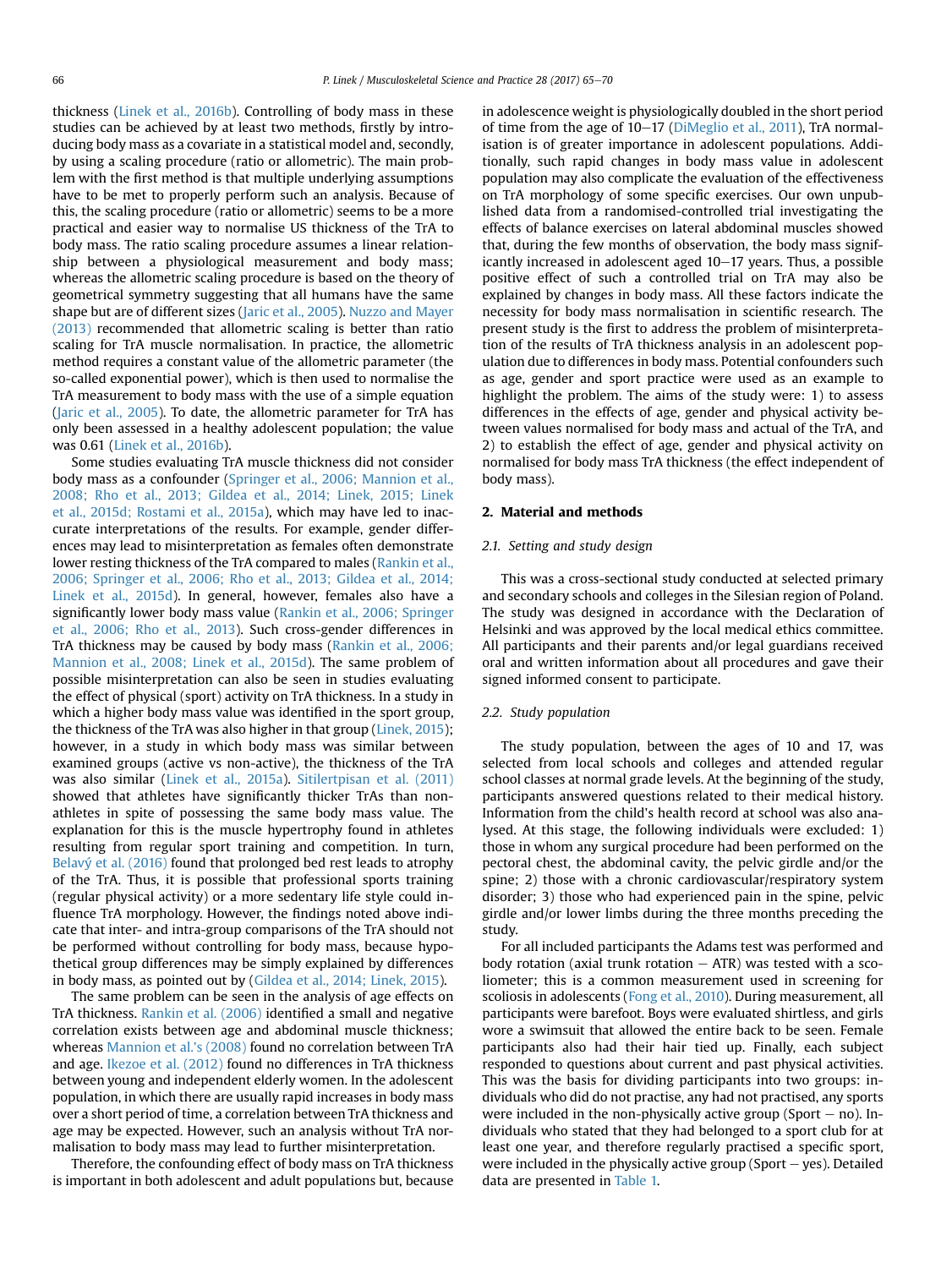thickness (Linek et al., 2016b). Controlling of body mass in these studies can be achieved by at least two methods, firstly by introducing body mass as a covariate in a statistical model and, secondly, by using a scaling procedure (ratio or allometric). The main problem with the first method is that multiple underlying assumptions have to be met to properly perform such an analysis. Because of this, the scaling procedure (ratio or allometric) seems to be a more practical and easier way to normalise US thickness of the TrA to body mass. The ratio scaling procedure assumes a linear relationship between a physiological measurement and body mass; whereas the allometric scaling procedure is based on the theory of geometrical symmetry suggesting that all humans have the same shape but are of different sizes (Jaric et al., 2005). Nuzzo and Mayer (2013) recommended that allometric scaling is better than ratio scaling for TrA muscle normalisation. In practice, the allometric method requires a constant value of the allometric parameter (the so-called exponential power), which is then used to normalise the TrA measurement to body mass with the use of a simple equation (Jaric et al., 2005). To date, the allometric parameter for TrA has only been assessed in a healthy adolescent population; the value was 0.61 (Linek et al., 2016b).

Some studies evaluating TrA muscle thickness did not consider body mass as a confounder (Springer et al., 2006; Mannion et al., 2008; Rho et al., 2013; Gildea et al., 2014; Linek, 2015; Linek et al., 2015d; Rostami et al., 2015a), which may have led to inaccurate interpretations of the results. For example, gender differences may lead to misinterpretation as females often demonstrate lower resting thickness of the TrA compared to males (Rankin et al., 2006; Springer et al., 2006; Rho et al., 2013; Gildea et al., 2014; Linek et al., 2015d). In general, however, females also have a significantly lower body mass value (Rankin et al., 2006; Springer et al., 2006; Rho et al., 2013). Such cross-gender differences in TrA thickness may be caused by body mass (Rankin et al., 2006; Mannion et al., 2008; Linek et al., 2015d). The same problem of possible misinterpretation can also be seen in studies evaluating the effect of physical (sport) activity on TrA thickness. In a study in which a higher body mass value was identified in the sport group, the thickness of the TrA was also higher in that group (Linek, 2015); however, in a study in which body mass was similar between examined groups (active vs non-active), the thickness of the TrA was also similar (Linek et al., 2015a). Sitilertpisan et al. (2011) showed that athletes have significantly thicker TrAs than non-athletes in spite of possessing the same body mass value. The explanation for this is the muscle hypertrophy found in athletes resulting from regular sport training and competition. In turn, Belavý et al. (2016) found that prolonged bed rest leads to atrophy of the TrA. Thus, it is possible that professional sports training (regular physical activity) or a more sedentary life style could influence TrA morphology. However, the findings noted above indicate that inter- and intra-group comparisons of the TrA should not be performed without controlling for body mass, because hypothetical group differences may be simply explained by differences in body mass, as pointed out by (Gildea et al., 2014; Linek, 2015).

The same problem can be seen in the analysis of age effects on TrA thickness. Rankin et al. (2006) identified a small and negative correlation exists between age and abdominal muscle thickness; whereas Mannion et al.'s (2008) found no correlation between TrA and age. Ikezoe et al. (2012) found no differences in TrA thickness between young and independent elderly women. In the adolescent population, in which there are usually rapid increases in body mass over a short period of time, a correlation between TrA thickness and age may be expected. However, such an analysis without TrA normalisation to body mass may lead to further misinterpretation.

Therefore, the confounding effect of body mass on TrA thickness is important in both adolescent and adult populations but, because in adolescence weight is physiologically doubled in the short period of time from the age of 10–17 (DiMeglio et al., 2011), TrA normalisation is of greater importance in adolescent populations. Additionally, such rapid changes in body mass value in adolescent population may also complicate the evaluation of the effectiveness on TrA morphology of some specific exercises. Our own unpublished data from a randomised-controlled trial investigating the effects of balance exercises on lateral abdominal muscles showed that, during the few months of observation, the body mass significantly increased in adolescent aged 10–17 years. Thus, a possible positive effect of such a controlled trial on TrA may also be explained by changes in body mass. All these factors indicate the necessity for body mass normalisation in scientific research. The present study is the first to address the problem of misinterpretation of the results of TrA thickness analysis in an adolescent population due to differences in body mass. Potential confounders such as age, gender and sport practice were used as an example to highlight the problem. The aims of the study were: 1) to assess differences in the effects of age, gender and physical activity between values normalised for body mass and actual of the TrA, and 2) to establish the effect of age, gender and physical activity on normalised for body mass TrA thickness (the effect independent of body mass).

## 2. Material and methods

### 2.1. Setting and study design

This was a cross-sectional study conducted at selected primary and secondary schools and colleges in the Silesian region of Poland. The study was designed in accordance with the Declaration of Helsinki and was approved by the local medical ethics committee. All participants and their parents and/or legal guardians received oral and written information about all procedures and gave their signed informed consent to participate.

### 2.2. Study population

The study population, between the ages of 10 and 17, was selected from local schools and colleges and attended regular school classes at normal grade levels. At the beginning of the study, participants answered questions related to their medical history. Information from the child's health record at school was also analysed. At this stage, the following individuals were excluded: 1) those in whom any surgical procedure had been performed on the pectoral chest, the abdominal cavity, the pelvic girdle and/or the spine; 2) those with a chronic cardiovascular/respiratory system disorder; 3) those who had experienced pain in the spine, pelvic girdle and/or lower limbs during the three months preceding the study.

For all included participants the Adams test was performed and body rotation (axial trunk rotation – ATR) was tested with a scoliometer; this is a common measurement used in screening for scoliosis in adolescents (Fong et al., 2010). During measurement, all participants were barefoot. Boys were evaluated shirtless, and girls wore a swimsuit that allowed the entire back to be seen. Female participants also had their hair tied up. Finally, each subject responded to questions about current and past physical activities. This was the basis for dividing participants into two groups: individuals who did not practise, any had not practised, any sports were included in the non-physically active group (Sport – no). Individuals who stated that they had belonged to a sport club for at least one year, and therefore regularly practised a specific sport, were included in the physically active group (Sport – yes). Detailed data are presented in Table 1.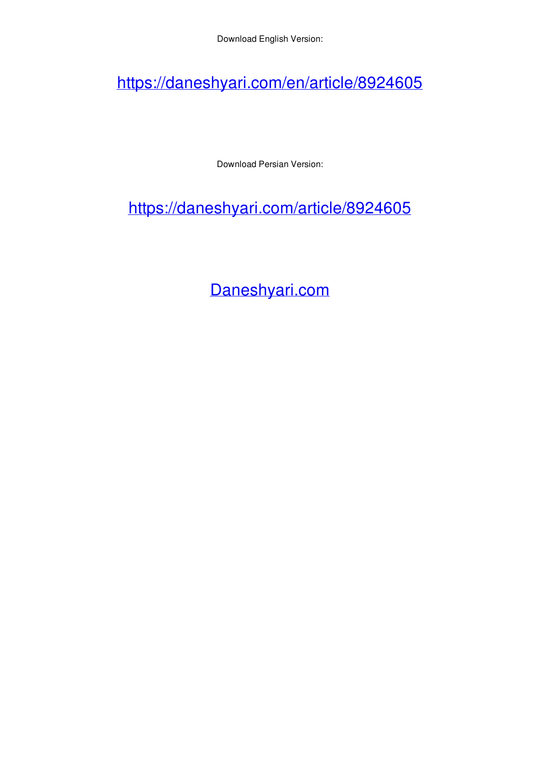Download English Version:

[https://daneshyari.com/en/article/8924605](https://daneshyari.com/en/article/8924605)

Download Persian Version:

[https://daneshyari.com/article/8924605](https://daneshyari.com/article/8924605)

[Daneshyari.com](https://daneshyari.com)